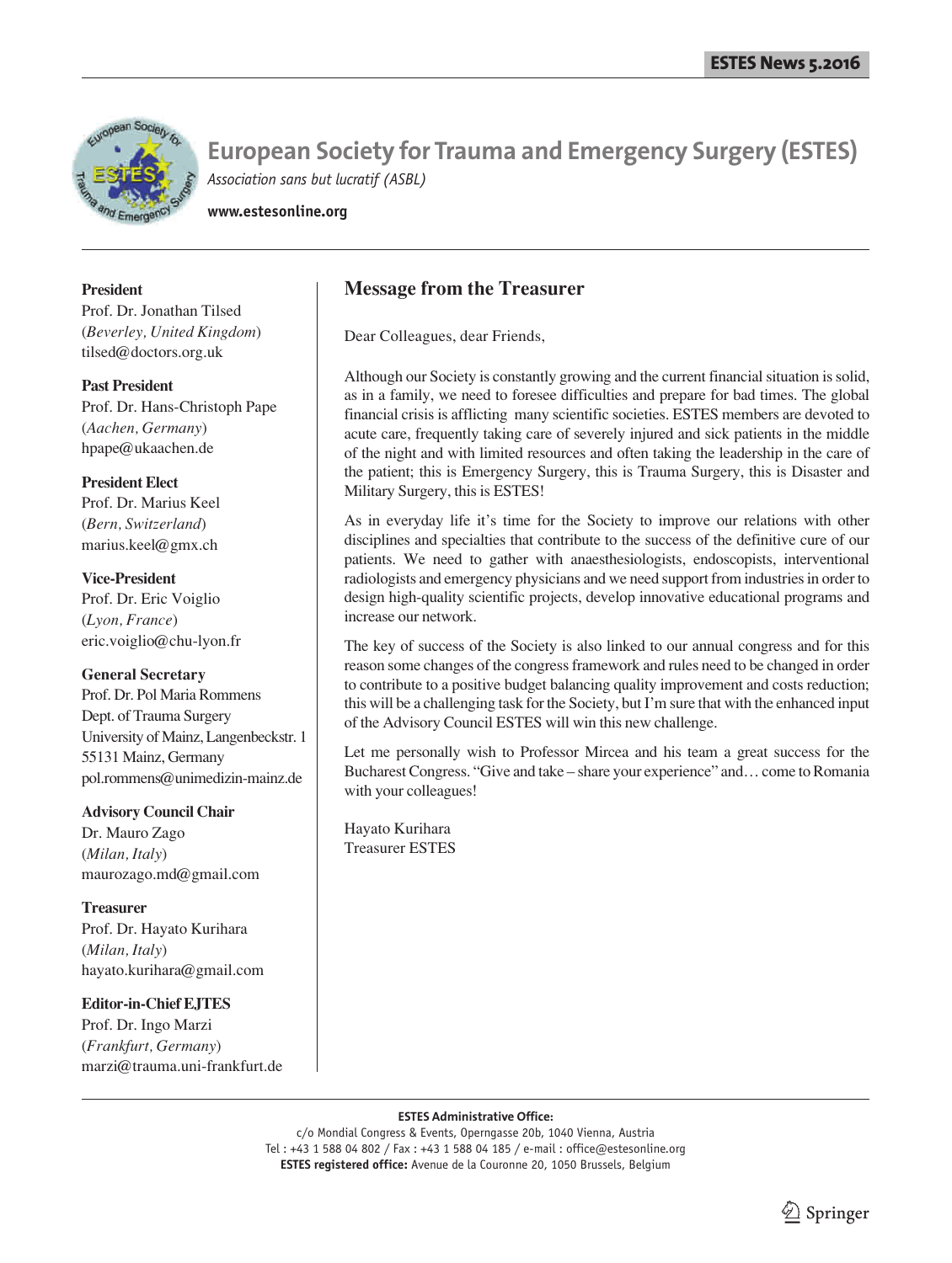# European Society for Trauma and Emergency Surgery (ESTES)

*Association sans but lucratif (ASBL)*

**www.estesonline.org**

**President**
Prof. Dr. Jonathan Tilsed
(*Beverley, United Kingdom*)
tilsed@doctors.org.uk

**Past President**
Prof. Dr. Hans-Christoph Pape
(*Aachen, Germany*)
hpape@ukaachen.de

**President Elect**
Prof. Dr. Marius Keel
(*Bern, Switzerland*)
marius.keel@gmx.ch

**Vice-President**
Prof. Dr. Eric Voiglio
(*Lyon, France*)
eric.voiglio@chu-lyon.fr

**General Secretary**
Prof. Dr. Pol Maria Rommens
Dept. of Trauma Surgery
University of Mainz, Langenbeckstr. 1
55131 Mainz, Germany
pol.rommens@unimedizin-mainz.de

**Advisory Council Chair**
Dr. Mauro Zago
(*Milan, Italy*)
maurozago.md@gmail.com

**Treasurer**
Prof. Dr. Hayato Kurihara
(*Milan, Italy*)
hayato.kurihara@gmail.com

**Editor-in-Chief EJTES**
Prof. Dr. Ingo Marzi
(*Frankfurt, Germany*)
marzi@trauma.uni-frankfurt.de

## Message from the Treasurer

Dear Colleagues, dear Friends,

Although our Society is constantly growing and the current financial situation is solid, as in a family, we need to foresee difficulties and prepare for bad times. The global financial crisis is afflicting many scientific societies. ESTES members are devoted to acute care, frequently taking care of severely injured and sick patients in the middle of the night and with limited resources and often taking the leadership in the care of the patient; this is Emergency Surgery, this is Trauma Surgery, this is Disaster and Military Surgery, this is ESTES!

As in everyday life it's time for the Society to improve our relations with other disciplines and specialties that contribute to the success of the definitive cure of our patients. We need to gather with anaesthesiologists, endoscopists, interventional radiologists and emergency physicians and we need support from industries in order to design high-quality scientific projects, develop innovative educational programs and increase our network.

The key of success of the Society is also linked to our annual congress and for this reason some changes of the congress framework and rules need to be changed in order to contribute to a positive budget balancing quality improvement and costs reduction; this will be a challenging task for the Society, but I'm sure that with the enhanced input of the Advisory Council ESTES will win this new challenge.

Let me personally wish to Professor Mircea and his team a great success for the Bucharest Congress. "Give and take – share your experience" and… come to Romania with your colleagues!

Hayato Kurihara
Treasurer ESTES

**ESTES Administrative Office:**
c/o Mondial Congress & Events, Operngasse 20b, 1040 Vienna, Austria
Tel : +43 1 588 04 802 / Fax : +43 1 588 04 185 / e-mail : office@estesonline.org
**ESTES registered office:** Avenue de la Couronne 20, 1050 Brussels, Belgium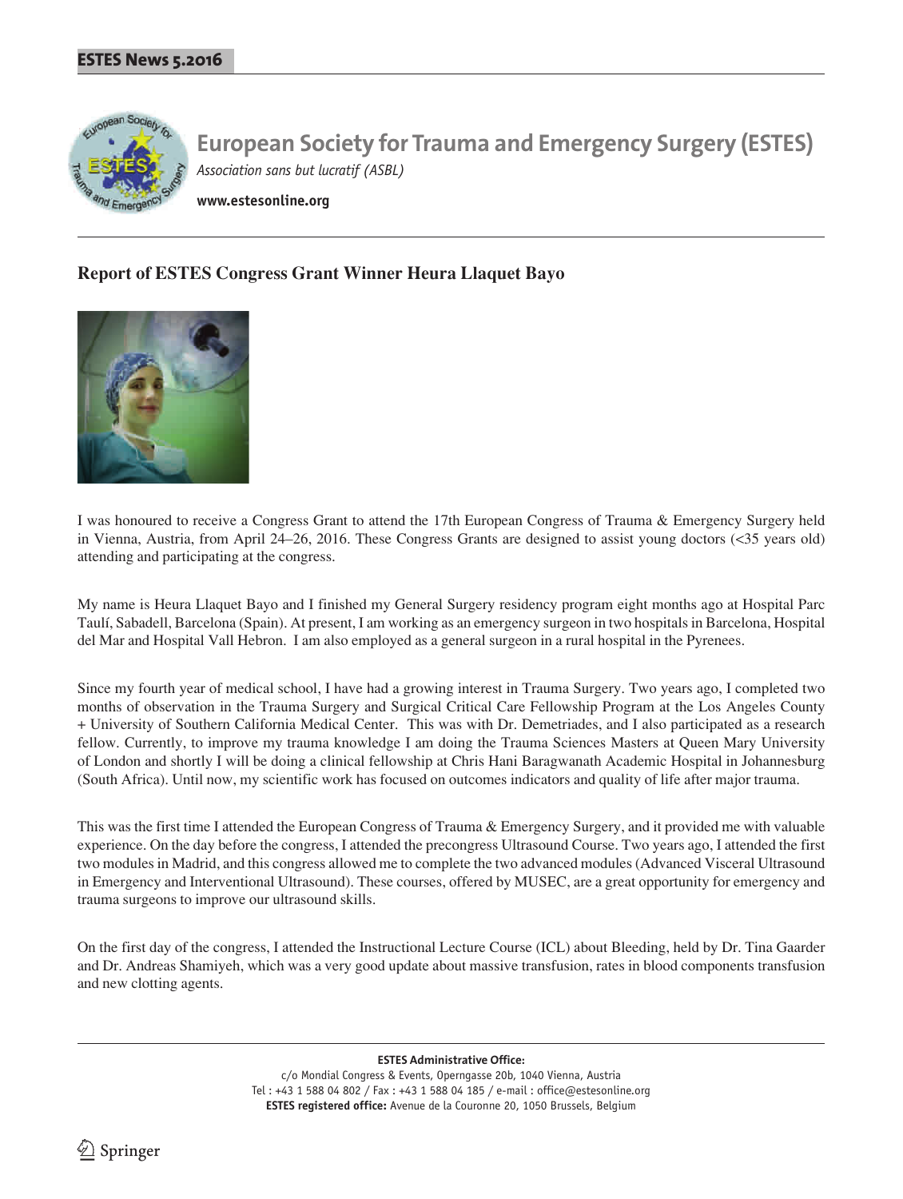# European Society for Trauma and Emergency Surgery (ESTES)

*Association sans but lucratif (ASBL)*

**www.estesonline.org**

## Report of ESTES Congress Grant Winner Heura Llaquet Bayo

I was honoured to receive a Congress Grant to attend the 17th European Congress of Trauma & Emergency Surgery held in Vienna, Austria, from April 24–26, 2016. These Congress Grants are designed to assist young doctors (<35 years old) attending and participating at the congress.

My name is Heura Llaquet Bayo and I finished my General Surgery residency program eight months ago at Hospital Parc Taulí, Sabadell, Barcelona (Spain). At present, I am working as an emergency surgeon in two hospitals in Barcelona, Hospital del Mar and Hospital Vall Hebron. I am also employed as a general surgeon in a rural hospital in the Pyrenees.

Since my fourth year of medical school, I have had a growing interest in Trauma Surgery. Two years ago, I completed two months of observation in the Trauma Surgery and Surgical Critical Care Fellowship Program at the Los Angeles County + University of Southern California Medical Center. This was with Dr. Demetriades, and I also participated as a research fellow. Currently, to improve my trauma knowledge I am doing the Trauma Sciences Masters at Queen Mary University of London and shortly I will be doing a clinical fellowship at Chris Hani Baragwanath Academic Hospital in Johannesburg (South Africa). Until now, my scientific work has focused on outcomes indicators and quality of life after major trauma.

This was the first time I attended the European Congress of Trauma & Emergency Surgery, and it provided me with valuable experience. On the day before the congress, I attended the precongress Ultrasound Course. Two years ago, I attended the first two modules in Madrid, and this congress allowed me to complete the two advanced modules (Advanced Visceral Ultrasound in Emergency and Interventional Ultrasound). These courses, offered by MUSEC, are a great opportunity for emergency and trauma surgeons to improve our ultrasound skills.

On the first day of the congress, I attended the Instructional Lecture Course (ICL) about Bleeding, held by Dr. Tina Gaarder and Dr. Andreas Shamiyeh, which was a very good update about massive transfusion, rates in blood components transfusion and new clotting agents.

**ESTES Administrative Office:**
c/o Mondial Congress & Events, Operngasse 20b, 1040 Vienna, Austria
Tel : +43 1 588 04 802 / Fax : +43 1 588 04 185 / e-mail : office@estesonline.org
**ESTES registered office:** Avenue de la Couronne 20, 1050 Brussels, Belgium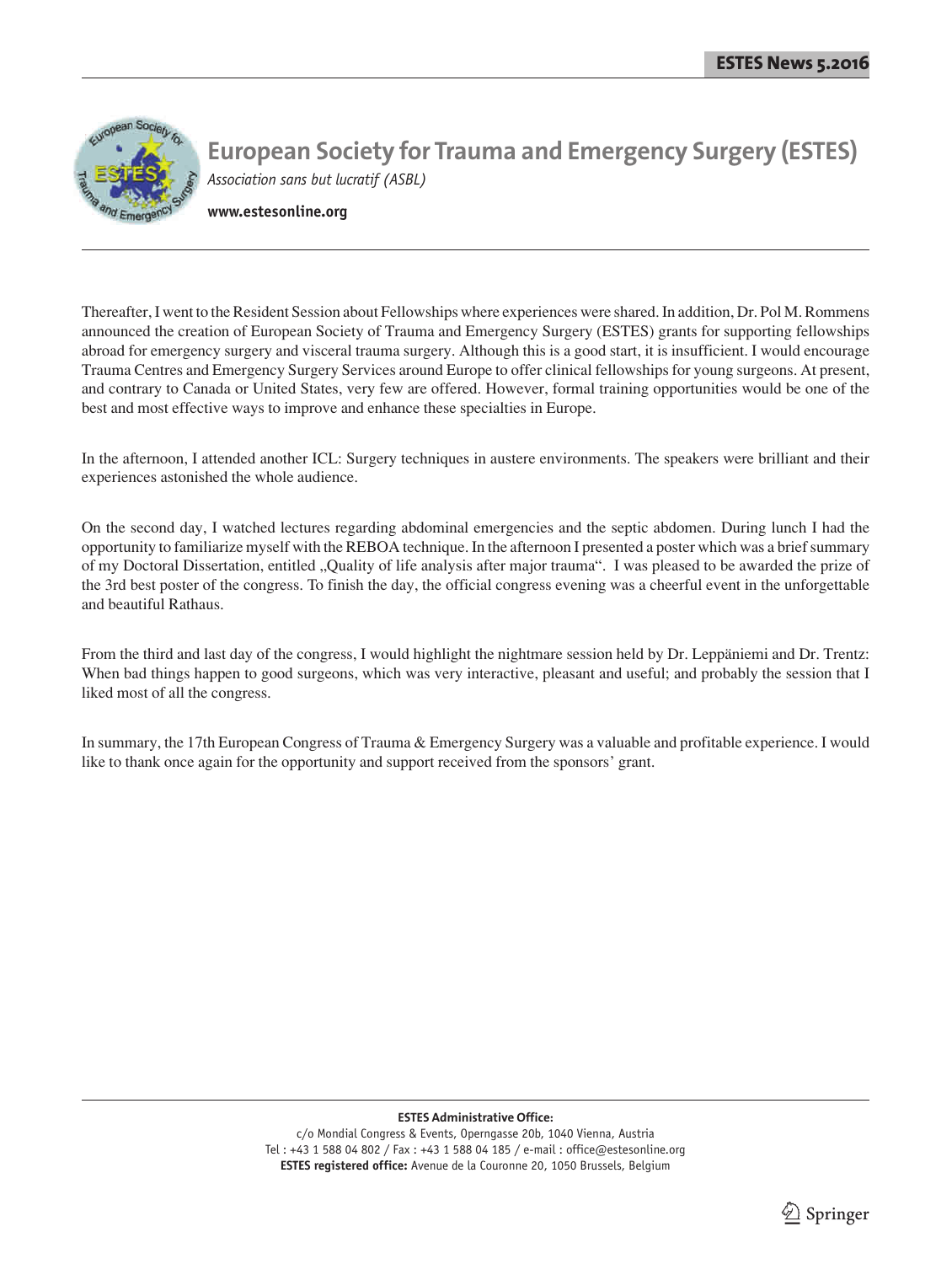Thereafter, I went to the Resident Session about Fellowships where experiences were shared. In addition, Dr. Pol M. Rommens announced the creation of European Society of Trauma and Emergency Surgery (ESTES) grants for supporting fellowships abroad for emergency surgery and visceral trauma surgery. Although this is a good start, it is insufficient. I would encourage Trauma Centres and Emergency Surgery Services around Europe to offer clinical fellowships for young surgeons. At present, and contrary to Canada or United States, very few are offered. However, formal training opportunities would be one of the best and most effective ways to improve and enhance these specialties in Europe.

In the afternoon, I attended another ICL: Surgery techniques in austere environments. The speakers were brilliant and their experiences astonished the whole audience.

On the second day, I watched lectures regarding abdominal emergencies and the septic abdomen. During lunch I had the opportunity to familiarize myself with the REBOA technique. In the afternoon I presented a poster which was a brief summary of my Doctoral Dissertation, entitled „Quality of life analysis after major trauma“. I was pleased to be awarded the prize of the 3rd best poster of the congress. To finish the day, the official congress evening was a cheerful event in the unforgettable and beautiful Rathaus.

From the third and last day of the congress, I would highlight the nightmare session held by Dr. Leppäniemi and Dr. Trentz: When bad things happen to good surgeons, which was very interactive, pleasant and useful; and probably the session that I liked most of all the congress.

In summary, the 17th European Congress of Trauma & Emergency Surgery was a valuable and profitable experience. I would like to thank once again for the opportunity and support received from the sponsors' grant.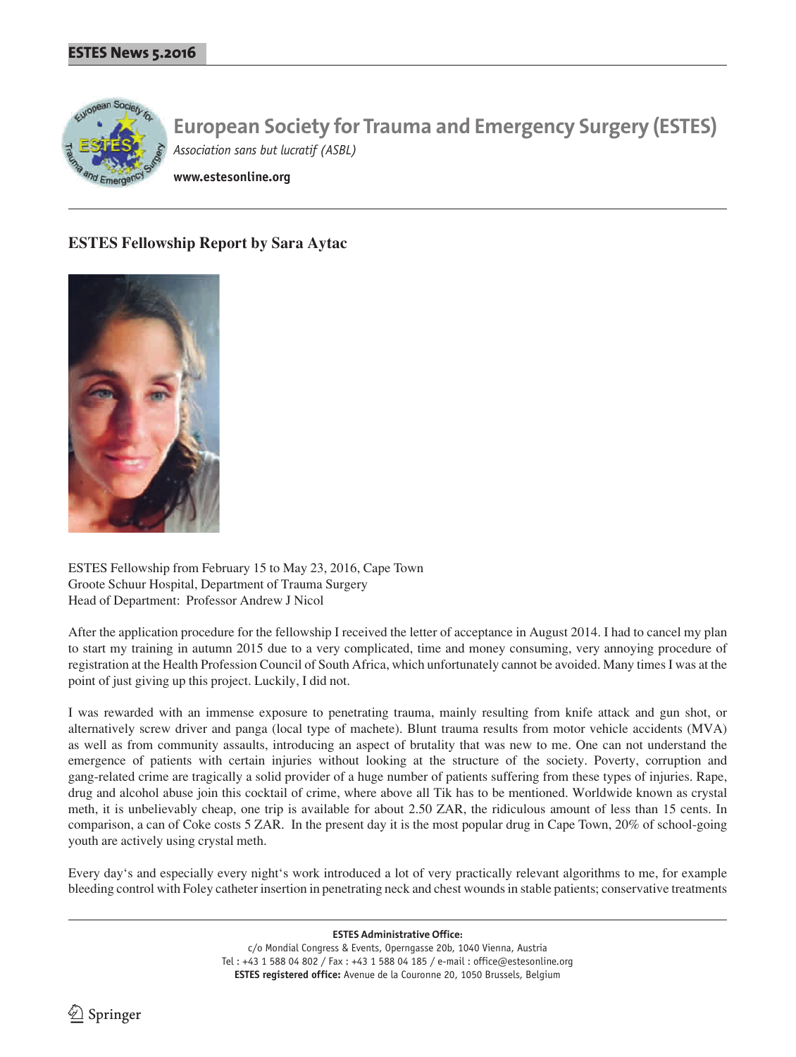# European Society for Trauma and Emergency Surgery (ESTES)

*Association sans but lucratif (ASBL)*

**www.estesonline.org**

## ESTES Fellowship Report by Sara Aytac

ESTES Fellowship from February 15 to May 23, 2016, Cape Town
Groote Schuur Hospital, Department of Trauma Surgery
Head of Department: Professor Andrew J Nicol

After the application procedure for the fellowship I received the letter of acceptance in August 2014. I had to cancel my plan to start my training in autumn 2015 due to a very complicated, time and money consuming, very annoying procedure of registration at the Health Profession Council of South Africa, which unfortunately cannot be avoided. Many times I was at the point of just giving up this project. Luckily, I did not.

I was rewarded with an immense exposure to penetrating trauma, mainly resulting from knife attack and gun shot, or alternatively screw driver and panga (local type of machete). Blunt trauma results from motor vehicle accidents (MVA) as well as from community assaults, introducing an aspect of brutality that was new to me. One can not understand the emergence of patients with certain injuries without looking at the structure of the society. Poverty, corruption and gang-related crime are tragically a solid provider of a huge number of patients suffering from these types of injuries. Rape, drug and alcohol abuse join this cocktail of crime, where above all Tik has to be mentioned. Worldwide known as crystal meth, it is unbelievably cheap, one trip is available for about 2.50 ZAR, the ridiculous amount of less than 15 cents. In comparison, a can of Coke costs 5 ZAR. In the present day it is the most popular drug in Cape Town, 20% of school-going youth are actively using crystal meth.

Every day's and especially every night's work introduced a lot of very practically relevant algorithms to me, for example bleeding control with Foley catheter insertion in penetrating neck and chest wounds in stable patients; conservative treatments

**ESTES Administrative Office:**
c/o Mondial Congress & Events, Operngasse 20b, 1040 Vienna, Austria
Tel : +43 1 588 04 802 / Fax : +43 1 588 04 185 / e-mail : office@estesonline.org
**ESTES registered office:** Avenue de la Couronne 20, 1050 Brussels, Belgium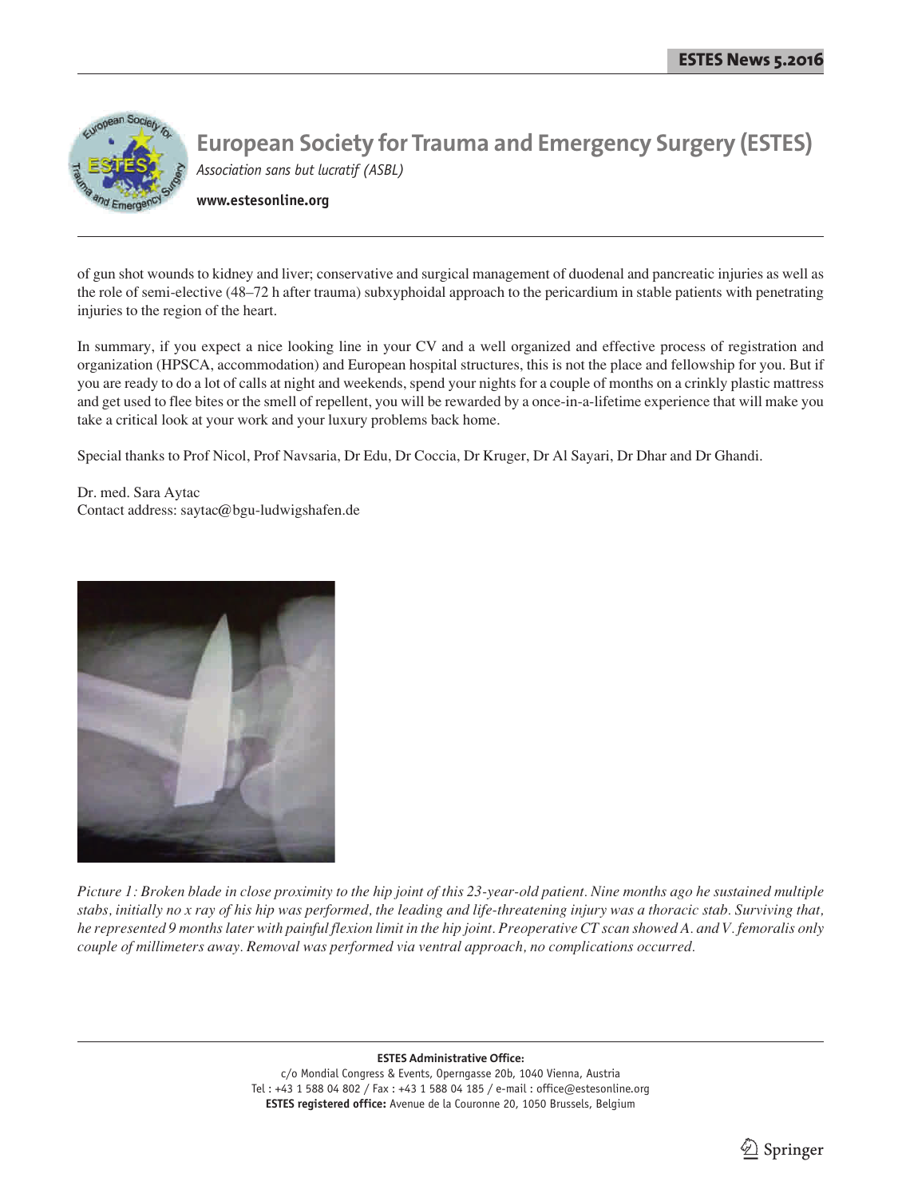of gun shot wounds to kidney and liver; conservative and surgical management of duodenal and pancreatic injuries as well as the role of semi-elective (48–72 h after trauma) subxyphoidal approach to the pericardium in stable patients with penetrating injuries to the region of the heart.

In summary, if you expect a nice looking line in your CV and a well organized and effective process of registration and organization (HPSCA, accommodation) and European hospital structures, this is not the place and fellowship for you. But if you are ready to do a lot of calls at night and weekends, spend your nights for a couple of months on a crinkly plastic mattress and get used to flee bites or the smell of repellent, you will be rewarded by a once-in-a-lifetime experience that will make you take a critical look at your work and your luxury problems back home.

Special thanks to Prof Nicol, Prof Navsaria, Dr Edu, Dr Coccia, Dr Kruger, Dr Al Sayari, Dr Dhar and Dr Ghandi.

Dr. med. Sara Aytac
Contact address: saytac@bgu-ludwigshafen.de

*Picture 1: Broken blade in close proximity to the hip joint of this 23-year-old patient. Nine months ago he sustained multiple stabs, initially no x ray of his hip was performed, the leading and life-threatening injury was a thoracic stab. Surviving that, he represented 9 months later with painful flexion limit in the hip joint. Preoperative CT scan showed A. and V. femoralis only couple of millimeters away. Removal was performed via ventral approach, no complications occurred.*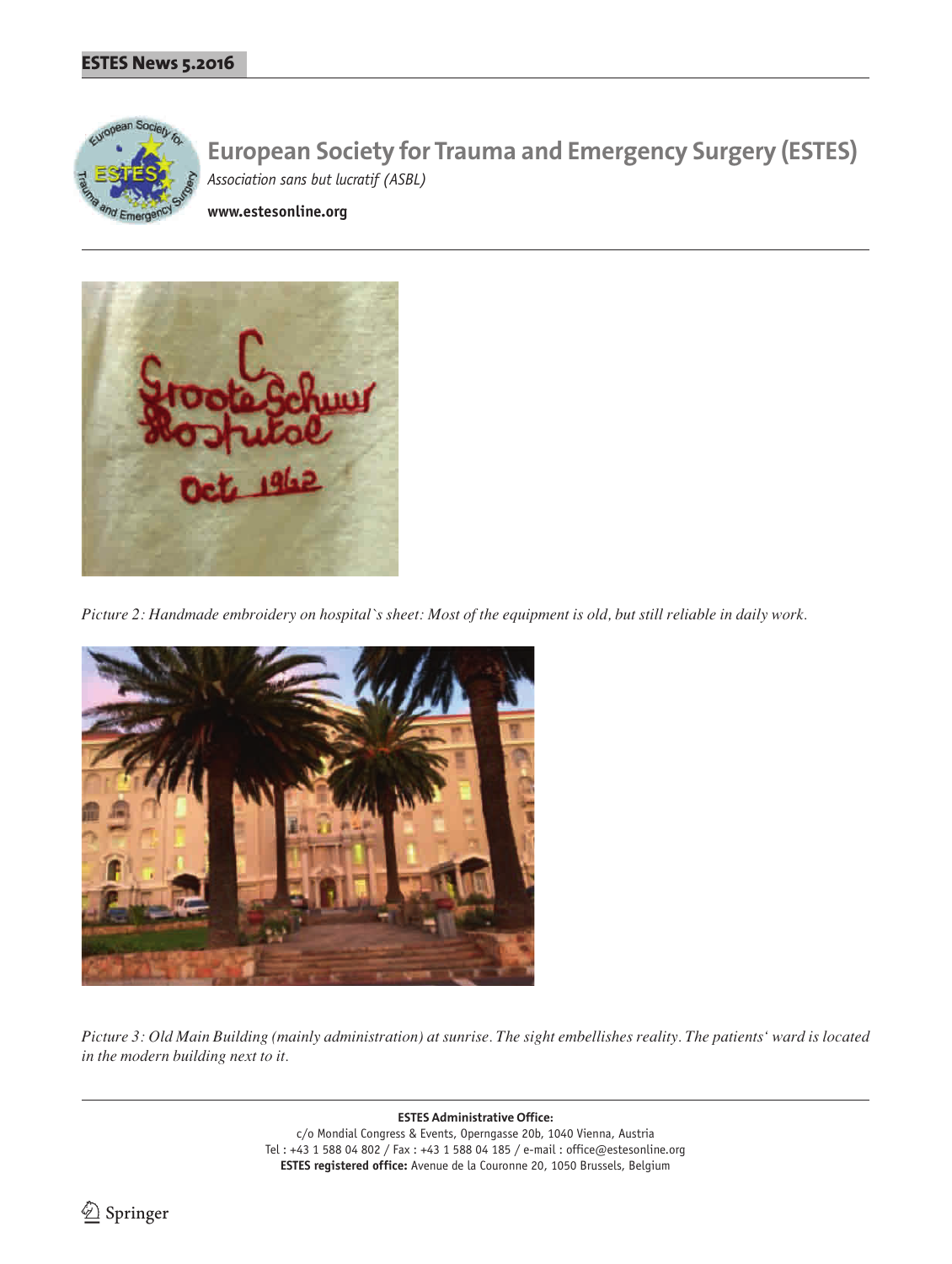*Picture 2: Handmade embroidery on hospital`s sheet: Most of the equipment is old, but still reliable in daily work.*

*Picture 3: Old Main Building (mainly administration) at sunrise. The sight embellishes reality. The patients' ward is located in the modern building next to it.*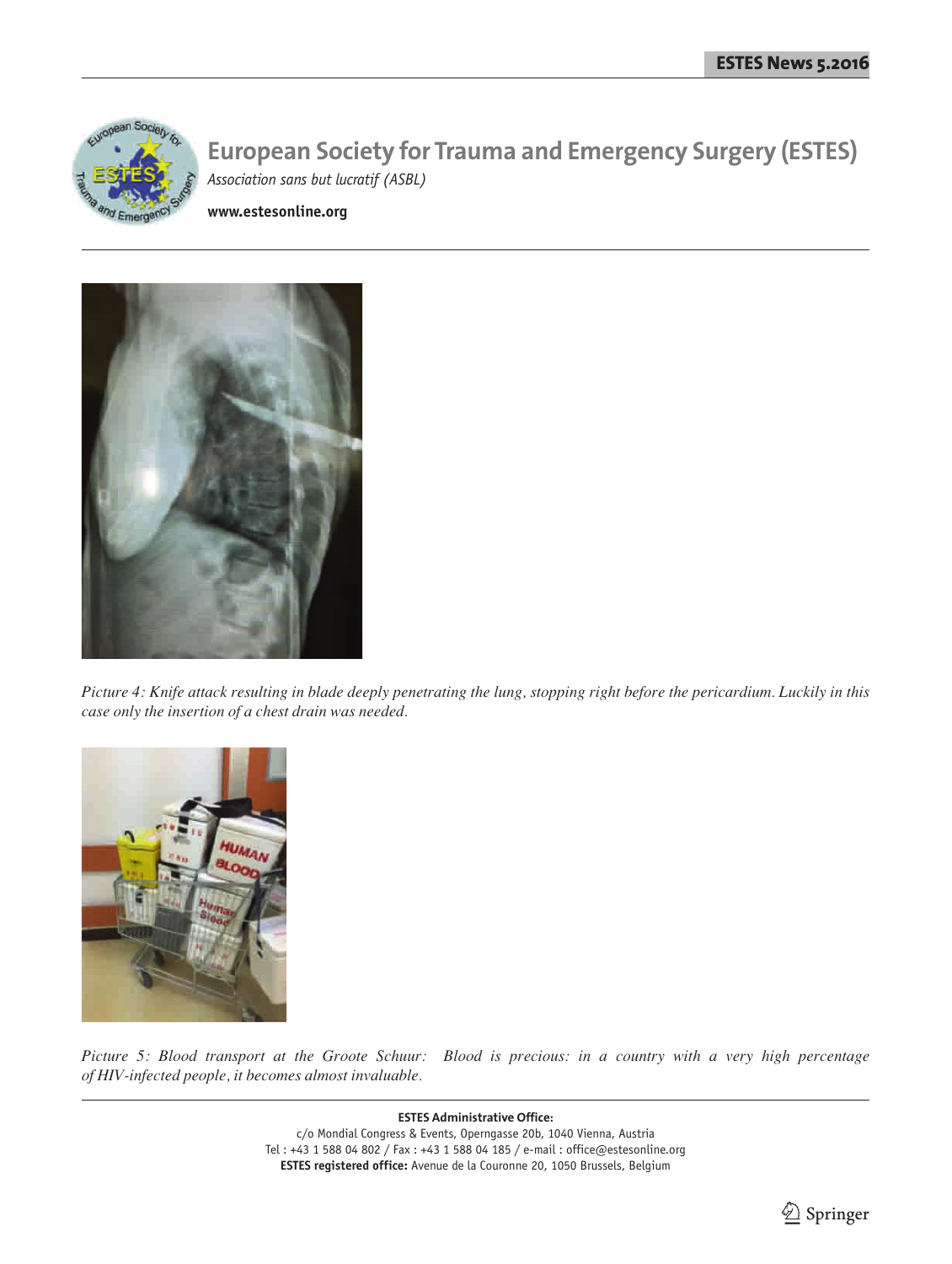*Picture 4: Knife attack resulting in blade deeply penetrating the lung, stopping right before the pericardium. Luckily in this case only the insertion of a chest drain was needed.*

*Picture 5: Blood transport at the Groote Schuur: Blood is precious: in a country with a very high percentage of HIV-infected people, it becomes almost invaluable.*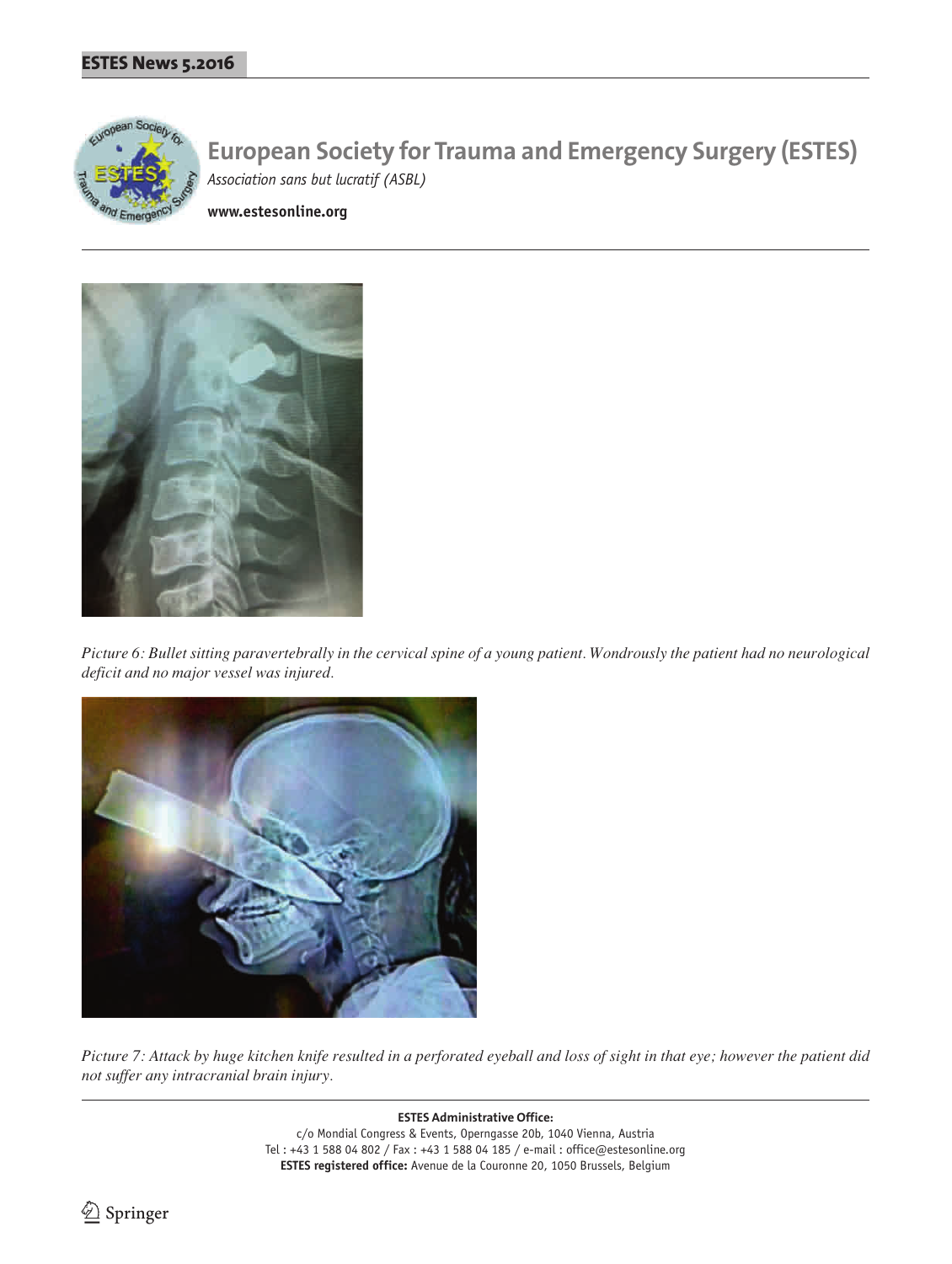# European Society for Trauma and Emergency Surgery (ESTES)

*Association sans but lucratif (ASBL)*

**www.estesonline.org**

*Picture 6: Bullet sitting paravertebrally in the cervical spine of a young patient. Wondrously the patient had no neurological deficit and no major vessel was injured.*

*Picture 7: Attack by huge kitchen knife resulted in a perforated eyeball and loss of sight in that eye; however the patient did not suffer any intracranial brain injury.*

**ESTES Administrative Office:**
c/o Mondial Congress & Events, Operngasse 20b, 1040 Vienna, Austria
Tel : +43 1 588 04 802 / Fax : +43 1 588 04 185 / e-mail : office@estesonline.org
**ESTES registered office:** Avenue de la Couronne 20, 1050 Brussels, Belgium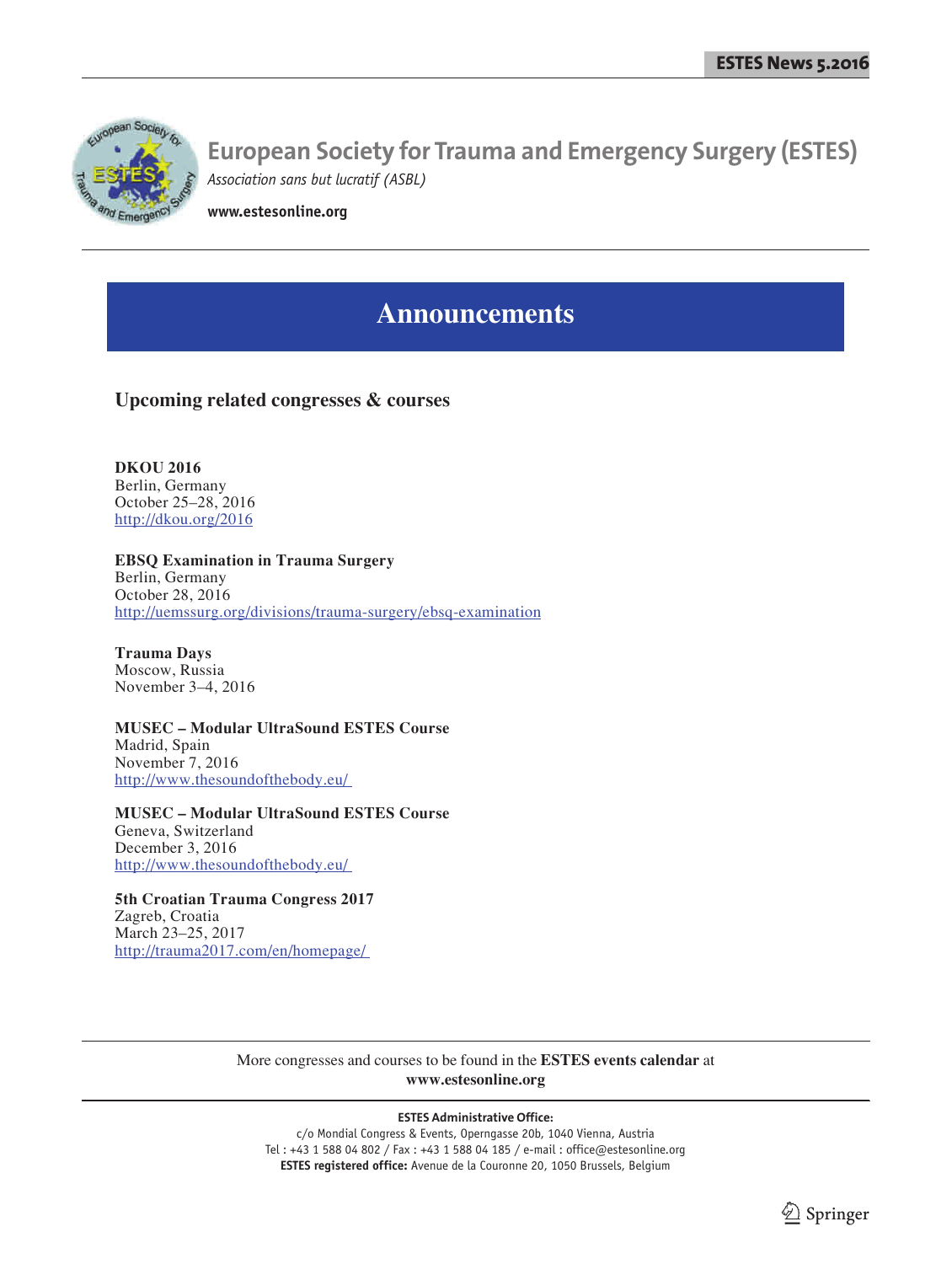# European Society for Trauma and Emergency Surgery (ESTES)

*Association sans but lucratif (ASBL)*

**www.estesonline.org**

## Announcements

### Upcoming related congresses & courses

**DKOU 2016**
Berlin, Germany
October 25–28, 2016
http://dkou.org/2016

**EBSQ Examination in Trauma Surgery**
Berlin, Germany
October 28, 2016
http://uemssurg.org/divisions/trauma-surgery/ebsq-examination

**Trauma Days**
Moscow, Russia
November 3–4, 2016

**MUSEC – Modular UltraSound ESTES Course**
Madrid, Spain
November 7, 2016
http://www.thesoundofthebody.eu/

**MUSEC – Modular UltraSound ESTES Course**
Geneva, Switzerland
December 3, 2016
http://www.thesoundofthebody.eu/

**5th Croatian Trauma Congress 2017**
Zagreb, Croatia
March 23–25, 2017
http://trauma2017.com/en/homepage/

More congresses and courses to be found in the **ESTES events calendar** at
**www.estesonline.org**

**ESTES Administrative Office:**
c/o Mondial Congress & Events, Operngasse 20b, 1040 Vienna, Austria
Tel : +43 1 588 04 802 / Fax : +43 1 588 04 185 / e-mail : office@estesonline.org
**ESTES registered office:** Avenue de la Couronne 20, 1050 Brussels, Belgium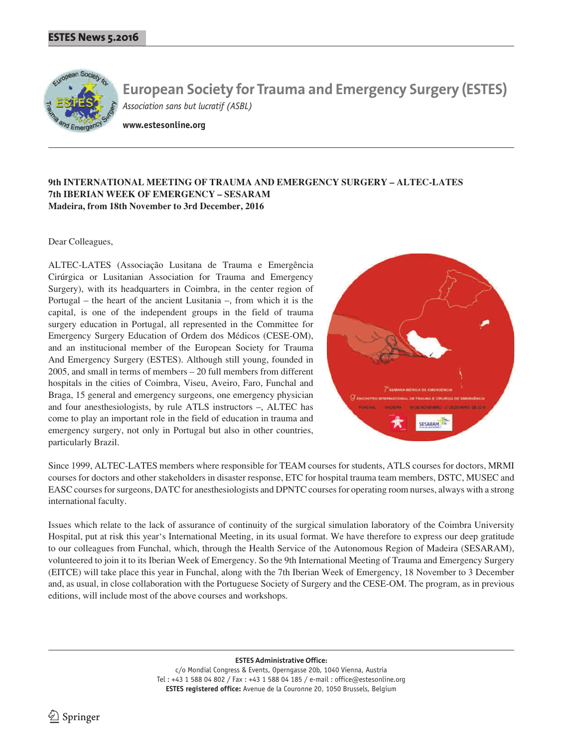# European Society for Trauma and Emergency Surgery (ESTES)

*Association sans but lucratif (ASBL)*

**www.estesonline.org**

**9th INTERNATIONAL MEETING OF TRAUMA AND EMERGENCY SURGERY – ALTEC-LATES**
**7th IBERIAN WEEK OF EMERGENCY – SESARAM**
**Madeira, from 18th November to 3rd December, 2016**

Dear Colleagues,

ALTEC-LATES (Associação Lusitana de Trauma e Emergência Cirúrgica or Lusitanian Association for Trauma and Emergency Surgery), with its headquarters in Coimbra, in the center region of Portugal – the heart of the ancient Lusitania –, from which it is the capital, is one of the independent groups in the field of trauma surgery education in Portugal, all represented in the Committee for Emergency Surgery Education of Ordem dos Médicos (CESE-OM), and an institucional member of the European Society for Trauma And Emergency Surgery (ESTES). Although still young, founded in 2005, and small in terms of members – 20 full members from different hospitals in the cities of Coimbra, Viseu, Aveiro, Faro, Funchal and Braga, 15 general and emergency surgeons, one emergency physician and four anesthesiologists, by rule ATLS instructors –, ALTEC has come to play an important role in the field of education in trauma and emergency surgery, not only in Portugal but also in other countries, particularly Brazil.

Since 1999, ALTEC-LATES members where responsible for TEAM courses for students, ATLS courses for doctors, MRMI courses for doctors and other stakeholders in disaster response, ETC for hospital trauma team members, DSTC, MUSEC and EASC courses for surgeons, DATC for anesthesiologists and DPNTC courses for operating room nurses, always with a strong international faculty.

Issues which relate to the lack of assurance of continuity of the surgical simulation laboratory of the Coimbra University Hospital, put at risk this year's International Meeting, in its usual format. We have therefore to express our deep gratitude to our colleagues from Funchal, which, through the Health Service of the Autonomous Region of Madeira (SESARAM), volunteered to join it to its Iberian Week of Emergency. So the 9th International Meeting of Trauma and Emergency Surgery (EITCE) will take place this year in Funchal, along with the 7th Iberian Week of Emergency, 18 November to 3 December and, as usual, in close collaboration with the Portuguese Society of Surgery and the CESE-OM. The program, as in previous editions, will include most of the above courses and workshops.

**ESTES Administrative Office:**
c/o Mondial Congress & Events, Operngasse 20b, 1040 Vienna, Austria
Tel : +43 1 588 04 802 / Fax : +43 1 588 04 185 / e-mail : office@estesonline.org
**ESTES registered office:** Avenue de la Couronne 20, 1050 Brussels, Belgium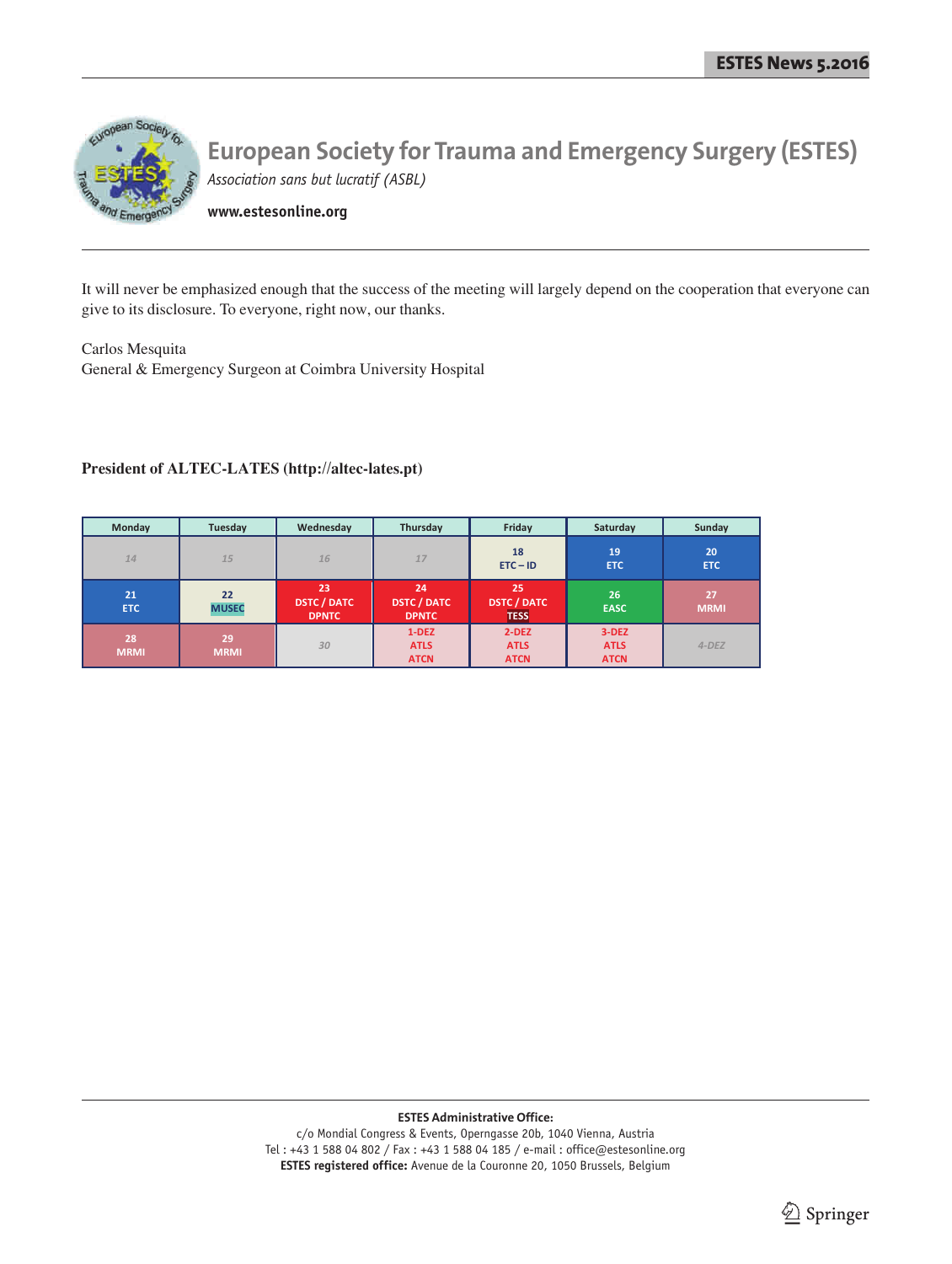# European Society for Trauma and Emergency Surgery (ESTES)

*Association sans but lucratif (ASBL)*

**www.estesonline.org**

It will never be emphasized enough that the success of the meeting will largely depend on the cooperation that everyone can give to its disclosure. To everyone, right now, our thanks.

Carlos Mesquita
General & Emergency Surgeon at Coimbra University Hospital

**President of ALTEC-LATES (http://altec-lates.pt)**

| Monday | Tuesday | Wednesday | Thursday | Friday | Saturday | Sunday |
|---|---|---|---|---|---|---|
| 14 | 15 | 16 | 17 | 18 ETC – ID | 19 ETC | 20 ETC |
| 21 ETC | 22 MUSEC | 23 DSTC / DATC DPNTC | 24 DSTC / DATC DPNTC | 25 DSTC / DATC TESS | 26 EASC | 27 MRMI |
| 28 MRMI | 29 MRMI | 30 | 1-DEZ ATLS ATCN | 2-DEZ ATLS ATCN | 3-DEZ ATLS ATCN | 4-DEZ |

**ESTES Administrative Office:**
c/o Mondial Congress & Events, Operngasse 20b, 1040 Vienna, Austria
Tel : +43 1 588 04 802 / Fax : +43 1 588 04 185 / e-mail : office@estesonline.org
**ESTES registered office:** Avenue de la Couronne 20, 1050 Brussels, Belgium